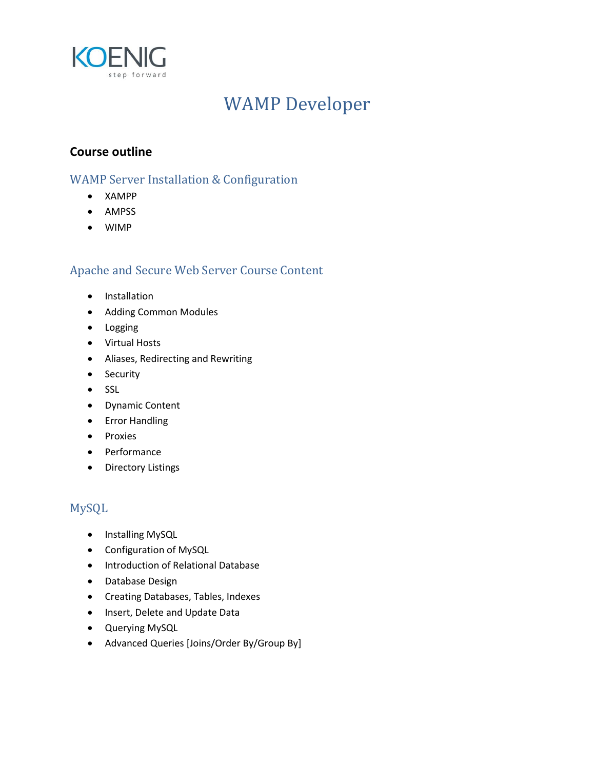KOENIG
step forward

# WAMP Developer

## Course outline

### WAMP Server Installation & Configuration

- XAMPP
- AMPSS
- WIMP

### Apache and Secure Web Server Course Content

- Installation
- Adding Common Modules
- Logging
- Virtual Hosts
- Aliases, Redirecting and Rewriting
- Security
- SSL
- Dynamic Content
- Error Handling
- Proxies
- Performance
- Directory Listings

### MySQL

- Installing MySQL
- Configuration of MySQL
- Introduction of Relational Database
- Database Design
- Creating Databases, Tables, Indexes
- Insert, Delete and Update Data
- Querying MySQL
- Advanced Queries [Joins/Order By/Group By]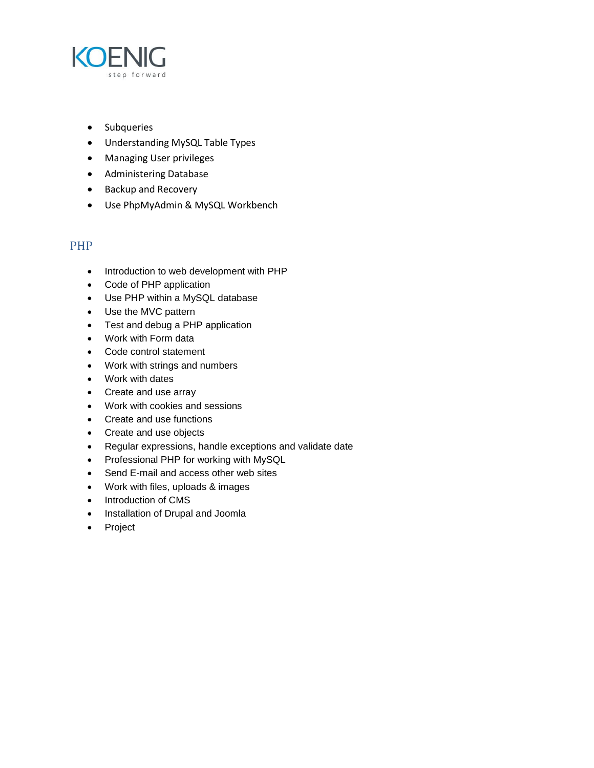- Subqueries
- Understanding MySQL Table Types
- Managing User privileges
- Administering Database
- Backup and Recovery
- Use PhpMyAdmin & MySQL Workbench

## PHP

- Introduction to web development with PHP
- Code of PHP application
- Use PHP within a MySQL database
- Use the MVC pattern
- Test and debug a PHP application
- Work with Form data
- Code control statement
- Work with strings and numbers
- Work with dates
- Create and use array
- Work with cookies and sessions
- Create and use functions
- Create and use objects
- Regular expressions, handle exceptions and validate date
- Professional PHP for working with MySQL
- Send E-mail and access other web sites
- Work with files, uploads & images
- Introduction of CMS
- Installation of Drupal and Joomla
- Project